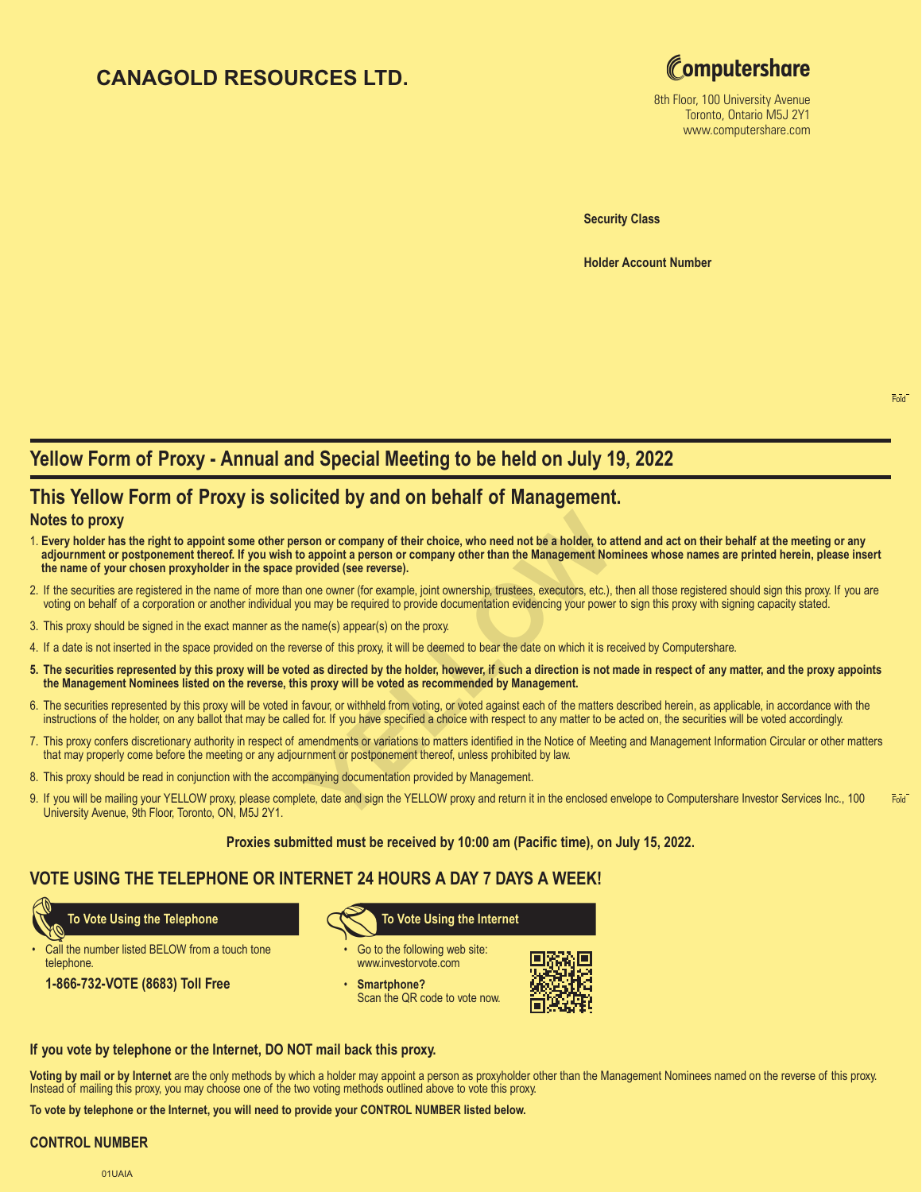# CANAGOLD RESOURCES LTD.

Computershare
8th Floor, 100 University Avenue
Toronto, Ontario M5J 2Y1
www.computershare.com

**Security Class**

**Holder Account Number**

## Yellow Form of Proxy - Annual and Special Meeting to be held on July 19, 2022

## This Yellow Form of Proxy is solicited by and on behalf of Management.

### Notes to proxy

1. **Every holder has the right to appoint some other person or company of their choice, who need not be a holder, to attend and act on their behalf at the meeting or any adjournment or postponement thereof. If you wish to appoint a person or company other than the Management Nominees whose names are printed herein, please insert the name of your chosen proxyholder in the space provided (see reverse).**
2. If the securities are registered in the name of more than one owner (for example, joint ownership, trustees, executors, etc.), then all those registered should sign this proxy. If you are voting on behalf of a corporation or another individual you may be required to provide documentation evidencing your power to sign this proxy with signing capacity stated.
3. This proxy should be signed in the exact manner as the name(s) appear(s) on the proxy.
4. If a date is not inserted in the space provided on the reverse of this proxy, it will be deemed to bear the date on which it is received by Computershare.
5. **The securities represented by this proxy will be voted as directed by the holder, however, if such a direction is not made in respect of any matter, and the proxy appoints the Management Nominees listed on the reverse, this proxy will be voted as recommended by Management.**
6. The securities represented by this proxy will be voted in favour, or withheld from voting, or voted against each of the matters described herein, as applicable, in accordance with the instructions of the holder, on any ballot that may be called for. If you have specified a choice with respect to any matter to be acted on, the securities will be voted accordingly.
7. This proxy confers discretionary authority in respect of amendments or variations to matters identified in the Notice of Meeting and Management Information Circular or other matters that may properly come before the meeting or any adjournment or postponement thereof, unless prohibited by law.
8. This proxy should be read in conjunction with the accompanying documentation provided by Management.
9. If you will be mailing your YELLOW proxy, please complete, date and sign the YELLOW proxy and return it in the enclosed envelope to Computershare Investor Services Inc., 100 University Avenue, 9th Floor, Toronto, ON, M5J 2Y1.

**Proxies submitted must be received by 10:00 am (Pacific time), on July 15, 2022.**

## VOTE USING THE TELEPHONE OR INTERNET 24 HOURS A DAY 7 DAYS A WEEK!

**To Vote Using the Telephone**

- Call the number listed BELOW from a touch tone telephone.

**1-866-732-VOTE (8683) Toll Free**

**To Vote Using the Internet**

- Go to the following web site: www.investorvote.com
- **Smartphone?** Scan the QR code to vote now.

**If you vote by telephone or the Internet, DO NOT mail back this proxy.**

**Voting by mail or by Internet** are the only methods by which a holder may appoint a person as proxyholder other than the Management Nominees named on the reverse of this proxy. Instead of mailing this proxy, you may choose one of the two voting methods outlined above to vote this proxy.

**To vote by telephone or the Internet, you will need to provide your CONTROL NUMBER listed below.**

**CONTROL NUMBER**

01UAIA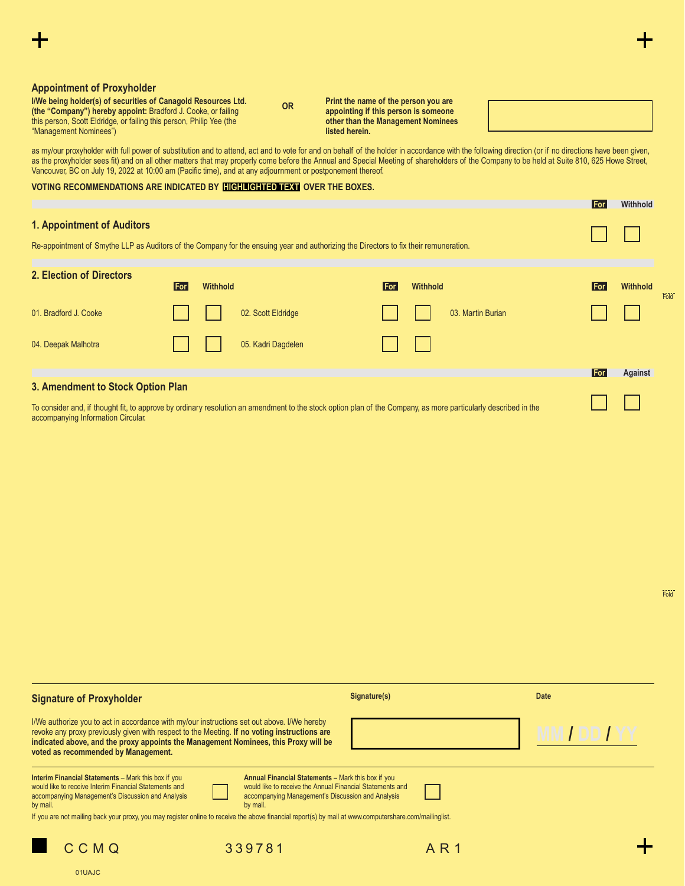## Appointment of Proxyholder

**I/We being holder(s) of securities of Canagold Resources Ltd. (the "Company") hereby appoint:** Bradford J. Cooke, or failing this person, Scott Eldridge, or failing this person, Philip Yee (the "Management Nominees")

**OR**

**Print the name of the person you are appointing if this person is someone other than the Management Nominees listed herein.**

as my/our proxyholder with full power of substitution and to attend, act and to vote for and on behalf of the holder in accordance with the following direction (or if no directions have been given, as the proxyholder sees fit) and on all other matters that may properly come before the Annual and Special Meeting of shareholders of the Company to be held at Suite 810, 625 Howe Street, Vancouver, BC on July 19, 2022 at 10:00 am (Pacific time), and at any adjournment or postponement thereof.

**VOTING RECOMMENDATIONS ARE INDICATED BY HIGHLIGHTED TEXT OVER THE BOXES.**

### 1. Appointment of Auditors

| | For | Withhold |
|---|---|---|
| Re-appointment of Smythe LLP as Auditors of the Company for the ensuing year and authorizing the Directors to fix their remuneration. | ☐ | ☐ |

### 2. Election of Directors

| | For | Withhold | | For | Withhold | | For | Withhold |
|---|---|---|---|---|---|---|---|---|
| 01. Bradford J. Cooke | ☐ | ☐ | 02. Scott Eldridge | ☐ | ☐ | 03. Martin Burian | ☐ | ☐ |
| 04. Deepak Malhotra | ☐ | ☐ | 05. Kadri Dagdelen | ☐ | ☐ | | | |

### 3. Amendment to Stock Option Plan

| | For | Against |
|---|---|---|
| To consider and, if thought fit, to approve by ordinary resolution an amendment to the stock option plan of the Company, as more particularly described in the accompanying Information Circular. | ☐ | ☐ |

## Signature of Proxyholder

I/We authorize you to act in accordance with my/our instructions set out above. I/We hereby revoke any proxy previously given with respect to the Meeting. **If no voting instructions are indicated above, and the proxy appoints the Management Nominees, this Proxy will be voted as recommended by Management.**

Signature(s)

Date

MM / DD / YY

**Interim Financial Statements** – Mark this box if you would like to receive Interim Financial Statements and accompanying Management's Discussion and Analysis by mail. ☐

**Annual Financial Statements** – Mark this box if you would like to receive the Annual Financial Statements and accompanying Management's Discussion and Analysis by mail. ☐

If you are not mailing back your proxy, you may register online to receive the above financial report(s) by mail at www.computershare.com/mailinglist.

C C M Q 3 3 9 7 8 1 A R 1

01UAJC